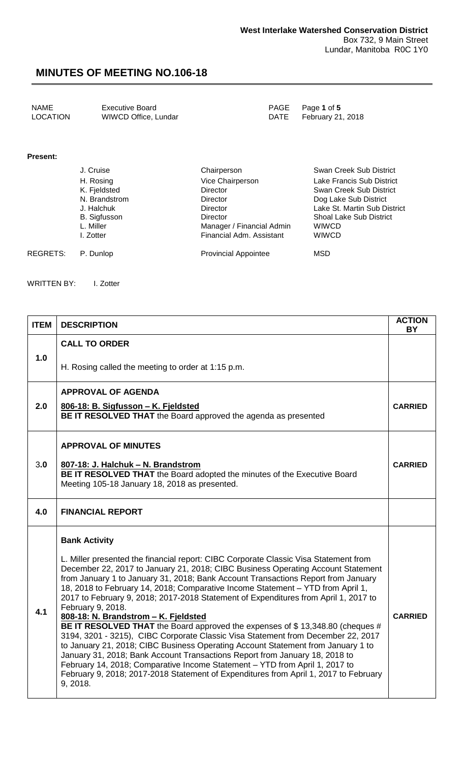**West Interlake Watershed Conservation District**
Box 732, 9 Main Street
Lundar, Manitoba R0C 1Y0

# MINUTES OF MEETING NO.106-18

| | | | |
|---|---|---|---|
| NAME | Executive Board | PAGE | Page **1** of **5** |
| LOCATION | WIWCD Office, Lundar | DATE | February 21, 2018 |

**Present:**

| | | | |
|---|---|---|---|
| | J. Cruise | Chairperson | Swan Creek Sub District |
| | H. Rosing | Vice Chairperson | Lake Francis Sub District |
| | K. Fjeldsted | Director | Swan Creek Sub District |
| | N. Brandstrom | Director | Dog Lake Sub District |
| | J. Halchuk | Director | Lake St. Martin Sub District |
| | B. Sigfusson | Director | Shoal Lake Sub District |
| | L. Miller | Manager / Financial Admin | WIWCD |
| | I. Zotter | Financial Adm. Assistant | WIWCD |
| REGRETS: | P. Dunlop | Provincial Appointee | MSD |

WRITTEN BY: I. Zotter

| ITEM | DESCRIPTION | ACTION BY |
|---|---|---|
| 1.0 | **CALL TO ORDER**<br><br>H. Rosing called the meeting to order at 1:15 p.m. | |
| 2.0 | **APPROVAL OF AGENDA**<br><br>**806-18: B. Sigfusson – K. Fjeldsted**<br>**BE IT RESOLVED THAT** the Board approved the agenda as presented | **CARRIED** |
| 3.0 | **APPROVAL OF MINUTES**<br><br>**807-18: J. Halchuk – N. Brandstrom**<br>**BE IT RESOLVED THAT** the Board adopted the minutes of the Executive Board Meeting 105-18 January 18, 2018 as presented. | **CARRIED** |
| 4.0 | **FINANCIAL REPORT** | |
| 4.1 | **Bank Activity**<br><br>L. Miller presented the financial report: CIBC Corporate Classic Visa Statement from December 22, 2017 to January 21, 2018; CIBC Business Operating Account Statement from January 1 to January 31, 2018; Bank Account Transactions Report from January 18, 2018 to February 14, 2018; Comparative Income Statement – YTD from April 1, 2017 to February 9, 2018; 2017-2018 Statement of Expenditures from April 1, 2017 to February 9, 2018.<br>**808-18: N. Brandstrom – K. Fjeldsted**<br>**BE IT RESOLVED THAT** the Board approved the expenses of $ 13,348.80 (cheques # 3194, 3201 - 3215), CIBC Corporate Classic Visa Statement from December 22, 2017 to January 21, 2018; CIBC Business Operating Account Statement from January 1 to January 31, 2018; Bank Account Transactions Report from January 18, 2018 to February 14, 2018; Comparative Income Statement – YTD from April 1, 2017 to February 9, 2018; 2017-2018 Statement of Expenditures from April 1, 2017 to February 9, 2018. | **CARRIED** |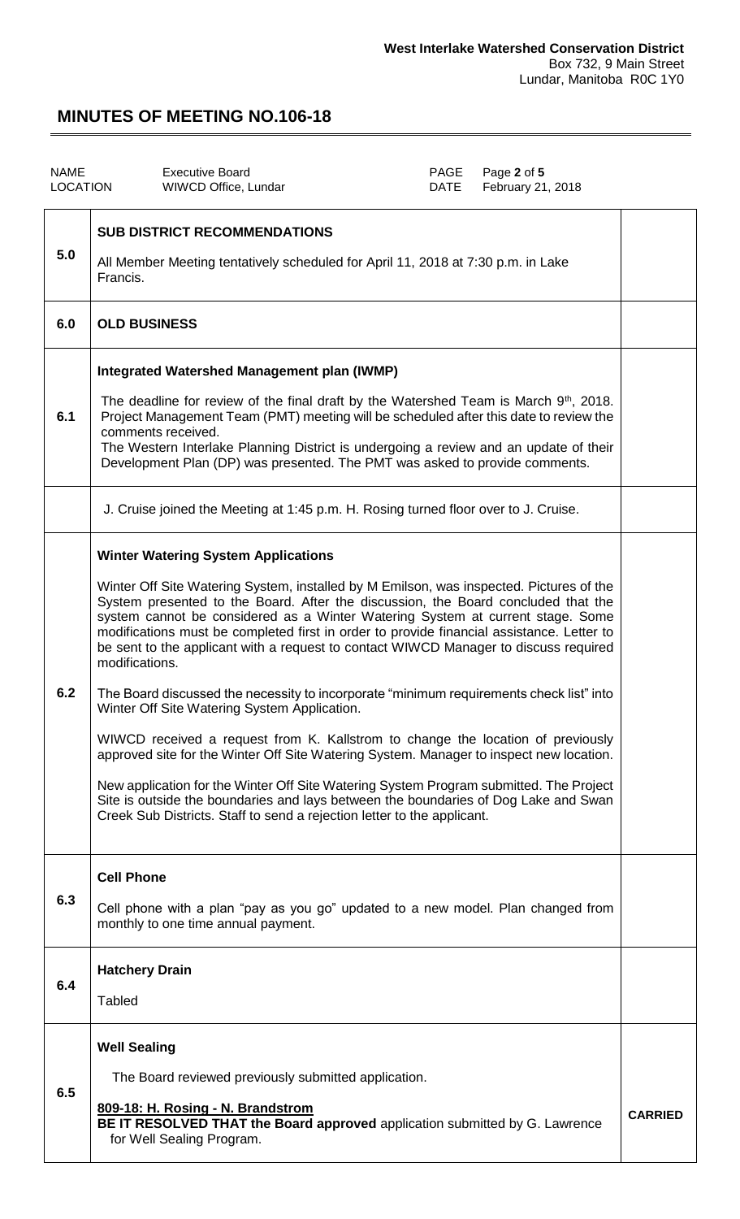**West Interlake Watershed Conservation District**
Box 732, 9 Main Street
Lundar, Manitoba R0C 1Y0

# MINUTES OF MEETING NO.106-18

| NAME | Executive Board | PAGE | Page **2** of **5** |
|---|---|---|---|
| LOCATION | WIWCD Office, Lundar | DATE | February 21, 2018 |

| | | |
|---|---|---|
| **5.0** | **SUB DISTRICT RECOMMENDATIONS**<br><br>All Member Meeting tentatively scheduled for April 11, 2018 at 7:30 p.m. in Lake Francis. | |
| **6.0** | **OLD BUSINESS** | |
| **6.1** | **Integrated Watershed Management plan (IWMP)**<br><br>The deadline for review of the final draft by the Watershed Team is March 9th, 2018. Project Management Team (PMT) meeting will be scheduled after this date to review the comments received.<br>The Western Interlake Planning District is undergoing a review and an update of their Development Plan (DP) was presented. The PMT was asked to provide comments. | |
| | J. Cruise joined the Meeting at 1:45 p.m. H. Rosing turned floor over to J. Cruise. | |
| **6.2** | **Winter Watering System Applications**<br><br>Winter Off Site Watering System, installed by M Emilson, was inspected. Pictures of the System presented to the Board. After the discussion, the Board concluded that the system cannot be considered as a Winter Watering System at current stage. Some modifications must be completed first in order to provide financial assistance. Letter to be sent to the applicant with a request to contact WIWCD Manager to discuss required modifications.<br><br>The Board discussed the necessity to incorporate "minimum requirements check list" into Winter Off Site Watering System Application.<br><br>WIWCD received a request from K. Kallstrom to change the location of previously approved site for the Winter Off Site Watering System. Manager to inspect new location.<br><br>New application for the Winter Off Site Watering System Program submitted. The Project Site is outside the boundaries and lays between the boundaries of Dog Lake and Swan Creek Sub Districts. Staff to send a rejection letter to the applicant. | |
| **6.3** | **Cell Phone**<br><br>Cell phone with a plan "pay as you go" updated to a new model. Plan changed from monthly to one time annual payment. | |
| **6.4** | **Hatchery Drain**<br><br>Tabled | |
| **6.5** | **Well Sealing**<br><br>The Board reviewed previously submitted application.<br><br>**809-18: H. Rosing - N. Brandstrom**<br>**BE IT RESOLVED THAT the Board approved** application submitted by G. Lawrence for Well Sealing Program. | **CARRIED** |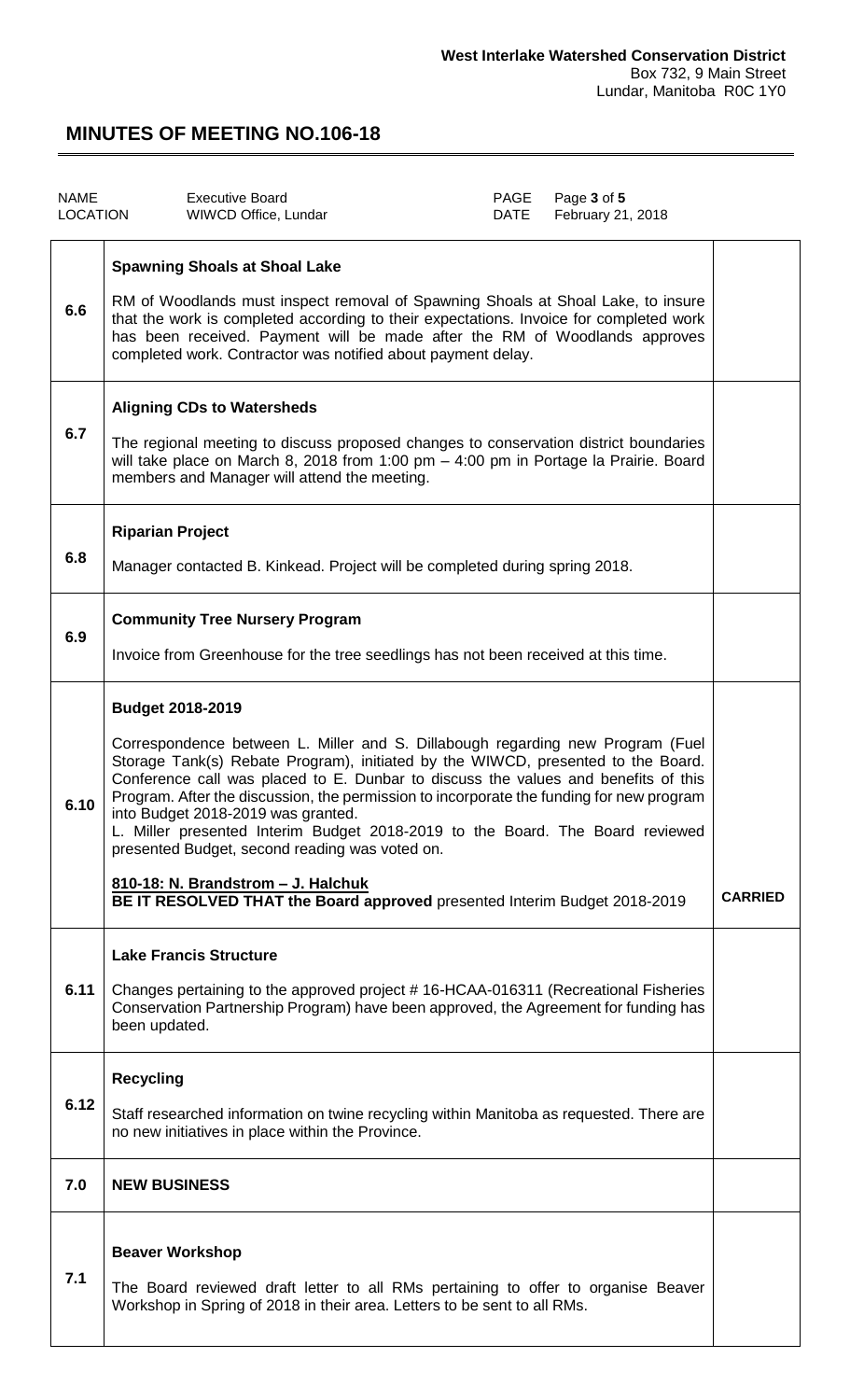**West Interlake Watershed Conservation District**
Box 732, 9 Main Street
Lundar, Manitoba R0C 1Y0

# MINUTES OF MEETING NO.106-18

| NAME | Executive Board | PAGE | Page **3** of **5** |
|---|---|---|---|
| LOCATION | WIWCD Office, Lundar | DATE | February 21, 2018 |

| | | |
|---|---|---|
| 6.6 | **Spawning Shoals at Shoal Lake**<br><br>RM of Woodlands must inspect removal of Spawning Shoals at Shoal Lake, to insure that the work is completed according to their expectations. Invoice for completed work has been received. Payment will be made after the RM of Woodlands approves completed work. Contractor was notified about payment delay. | |
| 6.7 | **Aligning CDs to Watersheds**<br><br>The regional meeting to discuss proposed changes to conservation district boundaries will take place on March 8, 2018 from 1:00 pm – 4:00 pm in Portage la Prairie. Board members and Manager will attend the meeting. | |
| 6.8 | **Riparian Project**<br><br>Manager contacted B. Kinkead. Project will be completed during spring 2018. | |
| 6.9 | **Community Tree Nursery Program**<br><br>Invoice from Greenhouse for the tree seedlings has not been received at this time. | |
| 6.10 | **Budget 2018-2019**<br><br>Correspondence between L. Miller and S. Dillabough regarding new Program (Fuel Storage Tank(s) Rebate Program), initiated by the WIWCD, presented to the Board. Conference call was placed to E. Dunbar to discuss the values and benefits of this Program. After the discussion, the permission to incorporate the funding for new program into Budget 2018-2019 was granted.<br>L. Miller presented Interim Budget 2018-2019 to the Board. The Board reviewed presented Budget, second reading was voted on.<br><br>**810-18: N. Brandstrom – J. Halchuk**<br>**BE IT RESOLVED THAT the Board approved** presented Interim Budget 2018-2019 | **CARRIED** |
| 6.11 | **Lake Francis Structure**<br><br>Changes pertaining to the approved project # 16-HCAA-016311 (Recreational Fisheries Conservation Partnership Program) have been approved, the Agreement for funding has been updated. | |
| 6.12 | **Recycling**<br><br>Staff researched information on twine recycling within Manitoba as requested. There are no new initiatives in place within the Province. | |
| 7.0 | **NEW BUSINESS** | |
| 7.1 | **Beaver Workshop**<br><br>The Board reviewed draft letter to all RMs pertaining to offer to organise Beaver Workshop in Spring of 2018 in their area. Letters to be sent to all RMs. | |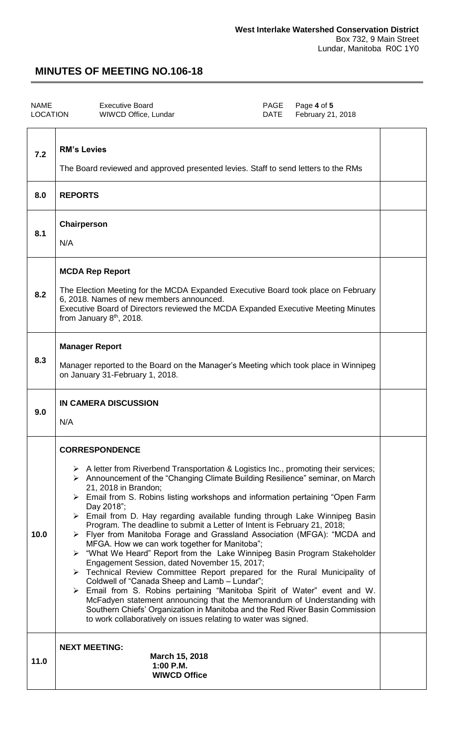**West Interlake Watershed Conservation District**
Box 732, 9 Main Street
Lundar, Manitoba R0C 1Y0

# MINUTES OF MEETING NO.106-18

| NAME | Executive Board | PAGE | Page **4** of **5** |
| --- | --- | --- | --- |
| LOCATION | WIWCD Office, Lundar | DATE | February 21, 2018 |

| | | |
| --- | --- | --- |
| 7.2 | **RM's Levies**<br><br>The Board reviewed and approved presented levies. Staff to send letters to the RMs | |
| 8.0 | **REPORTS** | |
| 8.1 | **Chairperson**<br><br>N/A | |
| 8.2 | **MCDA Rep Report**<br><br>The Election Meeting for the MCDA Expanded Executive Board took place on February 6, 2018. Names of new members announced.<br>Executive Board of Directors reviewed the MCDA Expanded Executive Meeting Minutes from January 8th, 2018. | |
| 8.3 | **Manager Report**<br><br>Manager reported to the Board on the Manager's Meeting which took place in Winnipeg on January 31-February 1, 2018. | |
| 9.0 | **IN CAMERA DISCUSSION**<br><br>N/A | |
| 10.0 | **CORRESPONDENCE**<br><br>➢ A letter from Riverbend Transportation & Logistics Inc., promoting their services;<br>➢ Announcement of the "Changing Climate Building Resilience" seminar, on March 21, 2018 in Brandon;<br>➢ Email from S. Robins listing workshops and information pertaining "Open Farm Day 2018";<br>➢ Email from D. Hay regarding available funding through Lake Winnipeg Basin Program. The deadline to submit a Letter of Intent is February 21, 2018;<br>➢ Flyer from Manitoba Forage and Grassland Association (MFGA): "MCDA and MFGA. How we can work together for Manitoba";<br>➢ "What We Heard" Report from the Lake Winnipeg Basin Program Stakeholder Engagement Session, dated November 15, 2017;<br>➢ Technical Review Committee Report prepared for the Rural Municipality of Coldwell of "Canada Sheep and Lamb – Lundar";<br>➢ Email from S. Robins pertaining "Manitoba Spirit of Water" event and W. McFadyen statement announcing that the Memorandum of Understanding with Southern Chiefs' Organization in Manitoba and the Red River Basin Commission to work collaboratively on issues relating to water was signed. | |
| 11.0 | **NEXT MEETING:**<br>**March 15, 2018**<br>**1:00 P.M.**<br>**WIWCD Office** | |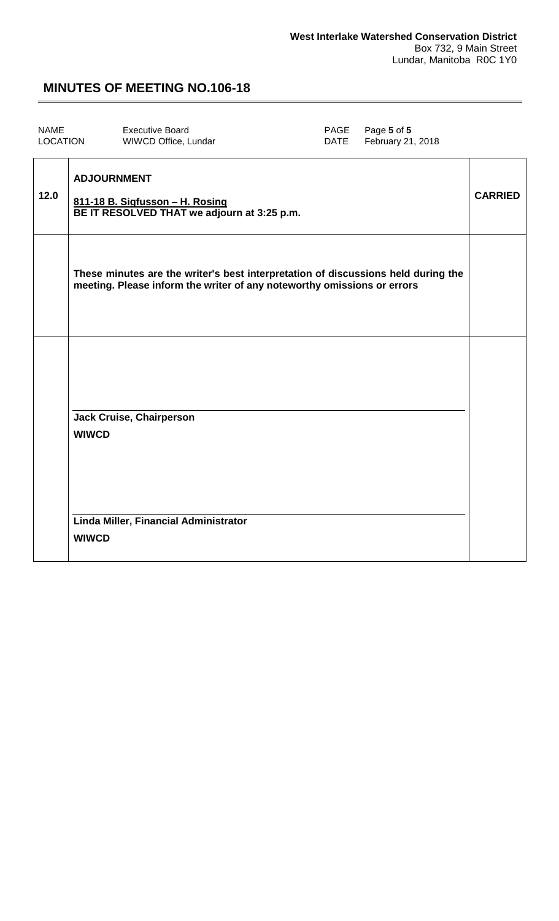**West Interlake Watershed Conservation District**
Box 732, 9 Main Street
Lundar, Manitoba R0C 1Y0

## MINUTES OF MEETING NO.106-18

| | | | |
|---|---|---|---|
| NAME | Executive Board | PAGE | Page **5** of **5** |
| LOCATION | WIWCD Office, Lundar | DATE | February 21, 2018 |

| | | |
|---|---|---|
| **12.0** | **ADJOURNMENT**<br><br>**811-18 B. Sigfusson – H. Rosing**<br>**BE IT RESOLVED THAT we adjourn at 3:25 p.m.** | **CARRIED** |
| | **These minutes are the writer's best interpretation of discussions held during the meeting. Please inform the writer of any noteworthy omissions or errors** | |
| | **Jack Cruise, Chairperson**<br>**WIWCD**<br><br>**Linda Miller, Financial Administrator**<br>**WIWCD** | |